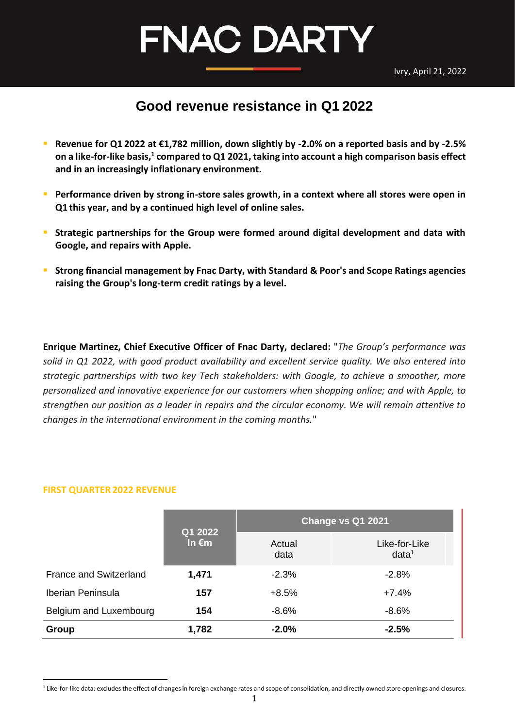# FNAC DARTY

Ivry, April 21, 2022

## Good revenue resistance in Q1 2022

- **Revenue for Q1 2022 at €1,782 million, down slightly by -2.0% on a reported basis and by -2.5% on a like-for-like basis,[1] compared to Q1 2021, taking into account a high comparison basis effect and in an increasingly inflationary environment.**
- **Performance driven by strong in-store sales growth, in a context where all stores were open in Q1 this year, and by a continued high level of online sales.**
- **Strategic partnerships for the Group were formed around digital development and data with Google, and repairs with Apple.**
- **Strong financial management by Fnac Darty, with Standard & Poor's and Scope Ratings agencies raising the Group's long-term credit ratings by a level.**

**Enrique Martinez, Chief Executive Officer of Fnac Darty, declared:** "*The Group's performance was solid in Q1 2022, with good product availability and excellent service quality. We also entered into strategic partnerships with two key Tech stakeholders: with Google, to achieve a smoother, more personalized and innovative experience for our customers when shopping online; and with Apple, to strengthen our position as a leader in repairs and the circular economy. We will remain attentive to changes in the international environment in the coming months.*"

### FIRST QUARTER 2022 REVENUE

| | Q1 2022 In €m | Change vs Q1 2021 | |
|---|---|---|---|
| | | Actual data | Like-for-Like data[1] |
| France and Switzerland | **1,471** | -2.3% | -2.8% |
| Iberian Peninsula | **157** | +8.5% | +7.4% |
| Belgium and Luxembourg | **154** | -8.6% | -8.6% |
| **Group** | **1,782** | **-2.0%** | **-2.5%** |

[1] Like-for-like data: excludes the effect of changes in foreign exchange rates and scope of consolidation, and directly owned store openings and closures.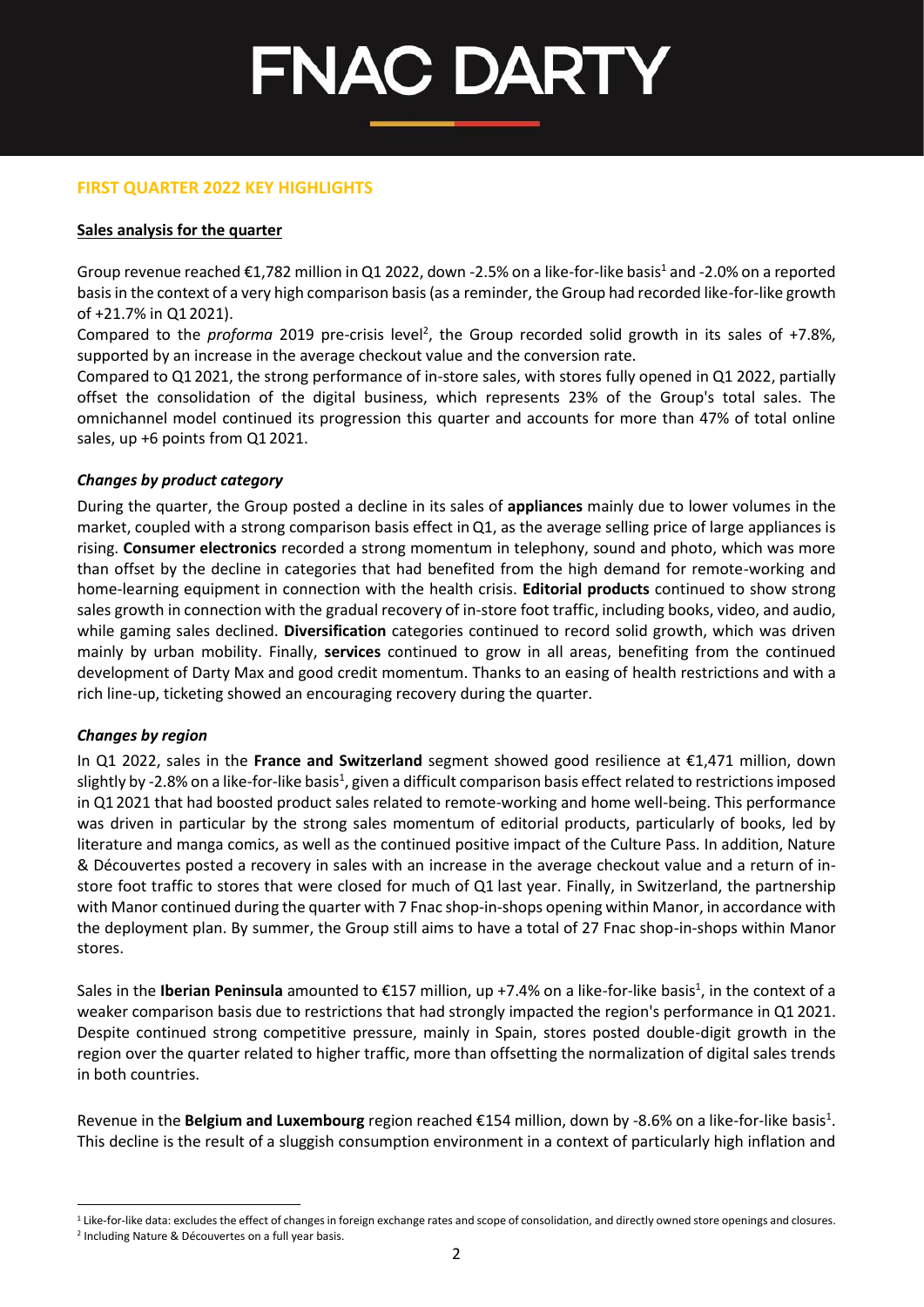## FIRST QUARTER 2022 KEY HIGHLIGHTS

**Sales analysis for the quarter**

Group revenue reached €1,782 million in Q1 2022, down -2.5% on a like-for-like basis[1] and -2.0% on a reported basis in the context of a very high comparison basis (as a reminder, the Group had recorded like-for-like growth of +21.7% in Q1 2021).

Compared to the *proforma* 2019 pre-crisis level[2], the Group recorded solid growth in its sales of +7.8%, supported by an increase in the average checkout value and the conversion rate.

Compared to Q1 2021, the strong performance of in-store sales, with stores fully opened in Q1 2022, partially offset the consolidation of the digital business, which represents 23% of the Group's total sales. The omnichannel model continued its progression this quarter and accounts for more than 47% of total online sales, up +6 points from Q1 2021.

### *Changes by product category*

During the quarter, the Group posted a decline in its sales of **appliances** mainly due to lower volumes in the market, coupled with a strong comparison basis effect in Q1, as the average selling price of large appliances is rising. **Consumer electronics** recorded a strong momentum in telephony, sound and photo, which was more than offset by the decline in categories that had benefited from the high demand for remote-working and home-learning equipment in connection with the health crisis. **Editorial products** continued to show strong sales growth in connection with the gradual recovery of in-store foot traffic, including books, video, and audio, while gaming sales declined. **Diversification** categories continued to record solid growth, which was driven mainly by urban mobility. Finally, **services** continued to grow in all areas, benefiting from the continued development of Darty Max and good credit momentum. Thanks to an easing of health restrictions and with a rich line-up, ticketing showed an encouraging recovery during the quarter.

### *Changes by region*

In Q1 2022, sales in the **France and Switzerland** segment showed good resilience at €1,471 million, down slightly by -2.8% on a like-for-like basis[1], given a difficult comparison basis effect related to restrictions imposed in Q1 2021 that had boosted product sales related to remote-working and home well-being. This performance was driven in particular by the strong sales momentum of editorial products, particularly of books, led by literature and manga comics, as well as the continued positive impact of the Culture Pass. In addition, Nature & Découvertes posted a recovery in sales with an increase in the average checkout value and a return of in-store foot traffic to stores that were closed for much of Q1 last year. Finally, in Switzerland, the partnership with Manor continued during the quarter with 7 Fnac shop-in-shops opening within Manor, in accordance with the deployment plan. By summer, the Group still aims to have a total of 27 Fnac shop-in-shops within Manor stores.

Sales in the **Iberian Peninsula** amounted to €157 million, up +7.4% on a like-for-like basis[1], in the context of a weaker comparison basis due to restrictions that had strongly impacted the region's performance in Q1 2021. Despite continued strong competitive pressure, mainly in Spain, stores posted double-digit growth in the region over the quarter related to higher traffic, more than offsetting the normalization of digital sales trends in both countries.

Revenue in the **Belgium and Luxembourg** region reached €154 million, down by -8.6% on a like-for-like basis[1]. This decline is the result of a sluggish consumption environment in a context of particularly high inflation and

---

[1] Like-for-like data: excludes the effect of changes in foreign exchange rates and scope of consolidation, and directly owned store openings and closures.

[2] Including Nature & Découvertes on a full year basis.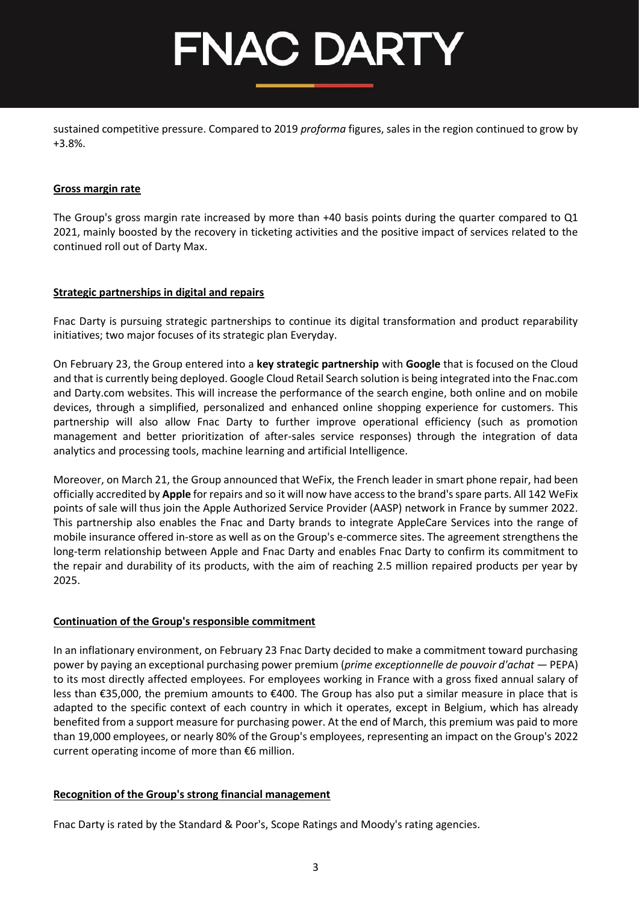sustained competitive pressure. Compared to 2019 *proforma* figures, sales in the region continued to grow by +3.8%.

## Gross margin rate

The Group's gross margin rate increased by more than +40 basis points during the quarter compared to Q1 2021, mainly boosted by the recovery in ticketing activities and the positive impact of services related to the continued roll out of Darty Max.

## Strategic partnerships in digital and repairs

Fnac Darty is pursuing strategic partnerships to continue its digital transformation and product reparability initiatives; two major focuses of its strategic plan Everyday.

On February 23, the Group entered into a **key strategic partnership** with **Google** that is focused on the Cloud and that is currently being deployed. Google Cloud Retail Search solution is being integrated into the Fnac.com and Darty.com websites. This will increase the performance of the search engine, both online and on mobile devices, through a simplified, personalized and enhanced online shopping experience for customers. This partnership will also allow Fnac Darty to further improve operational efficiency (such as promotion management and better prioritization of after-sales service responses) through the integration of data analytics and processing tools, machine learning and artificial Intelligence.

Moreover, on March 21, the Group announced that WeFix, the French leader in smart phone repair, had been officially accredited by **Apple** for repairs and so it will now have access to the brand's spare parts. All 142 WeFix points of sale will thus join the Apple Authorized Service Provider (AASP) network in France by summer 2022. This partnership also enables the Fnac and Darty brands to integrate AppleCare Services into the range of mobile insurance offered in-store as well as on the Group's e-commerce sites. The agreement strengthens the long-term relationship between Apple and Fnac Darty and enables Fnac Darty to confirm its commitment to the repair and durability of its products, with the aim of reaching 2.5 million repaired products per year by 2025.

## Continuation of the Group's responsible commitment

In an inflationary environment, on February 23 Fnac Darty decided to make a commitment toward purchasing power by paying an exceptional purchasing power premium (*prime exceptionnelle de pouvoir d'achat* — PEPA) to its most directly affected employees. For employees working in France with a gross fixed annual salary of less than €35,000, the premium amounts to €400. The Group has also put a similar measure in place that is adapted to the specific context of each country in which it operates, except in Belgium, which has already benefited from a support measure for purchasing power. At the end of March, this premium was paid to more than 19,000 employees, or nearly 80% of the Group's employees, representing an impact on the Group's 2022 current operating income of more than €6 million.

## Recognition of the Group's strong financial management

Fnac Darty is rated by the Standard & Poor's, Scope Ratings and Moody's rating agencies.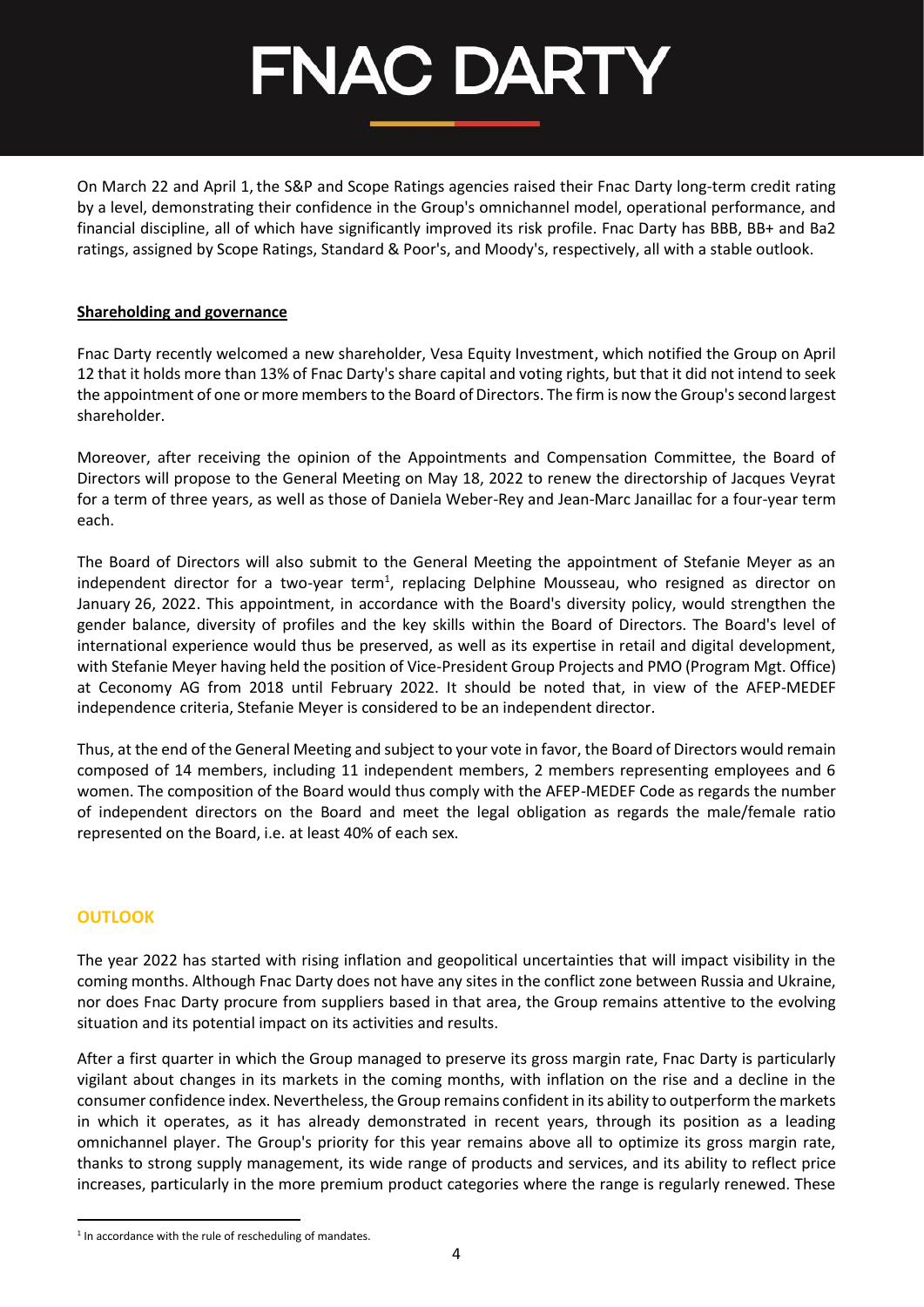On March 22 and April 1, the S&P and Scope Ratings agencies raised their Fnac Darty long-term credit rating by a level, demonstrating their confidence in the Group's omnichannel model, operational performance, and financial discipline, all of which have significantly improved its risk profile. Fnac Darty has BBB, BB+ and Ba2 ratings, assigned by Scope Ratings, Standard & Poor's, and Moody's, respectively, all with a stable outlook.

**Shareholding and governance**

Fnac Darty recently welcomed a new shareholder, Vesa Equity Investment, which notified the Group on April 12 that it holds more than 13% of Fnac Darty's share capital and voting rights, but that it did not intend to seek the appointment of one or more members to the Board of Directors. The firm is now the Group's second largest shareholder.

Moreover, after receiving the opinion of the Appointments and Compensation Committee, the Board of Directors will propose to the General Meeting on May 18, 2022 to renew the directorship of Jacques Veyrat for a term of three years, as well as those of Daniela Weber-Rey and Jean-Marc Janaillac for a four-year term each.

The Board of Directors will also submit to the General Meeting the appointment of Stefanie Meyer as an independent director for a two-year term[1], replacing Delphine Mousseau, who resigned as director on January 26, 2022. This appointment, in accordance with the Board's diversity policy, would strengthen the gender balance, diversity of profiles and the key skills within the Board of Directors. The Board's level of international experience would thus be preserved, as well as its expertise in retail and digital development, with Stefanie Meyer having held the position of Vice-President Group Projects and PMO (Program Mgt. Office) at Ceconomy AG from 2018 until February 2022. It should be noted that, in view of the AFEP-MEDEF independence criteria, Stefanie Meyer is considered to be an independent director.

Thus, at the end of the General Meeting and subject to your vote in favor, the Board of Directors would remain composed of 14 members, including 11 independent members, 2 members representing employees and 6 women. The composition of the Board would thus comply with the AFEP-MEDEF Code as regards the number of independent directors on the Board and meet the legal obligation as regards the male/female ratio represented on the Board, i.e. at least 40% of each sex.

## OUTLOOK

The year 2022 has started with rising inflation and geopolitical uncertainties that will impact visibility in the coming months. Although Fnac Darty does not have any sites in the conflict zone between Russia and Ukraine, nor does Fnac Darty procure from suppliers based in that area, the Group remains attentive to the evolving situation and its potential impact on its activities and results.

After a first quarter in which the Group managed to preserve its gross margin rate, Fnac Darty is particularly vigilant about changes in its markets in the coming months, with inflation on the rise and a decline in the consumer confidence index. Nevertheless, the Group remains confident in its ability to outperform the markets in which it operates, as it has already demonstrated in recent years, through its position as a leading omnichannel player. The Group's priority for this year remains above all to optimize its gross margin rate, thanks to strong supply management, its wide range of products and services, and its ability to reflect price increases, particularly in the more premium product categories where the range is regularly renewed. These

---

[1] In accordance with the rule of rescheduling of mandates.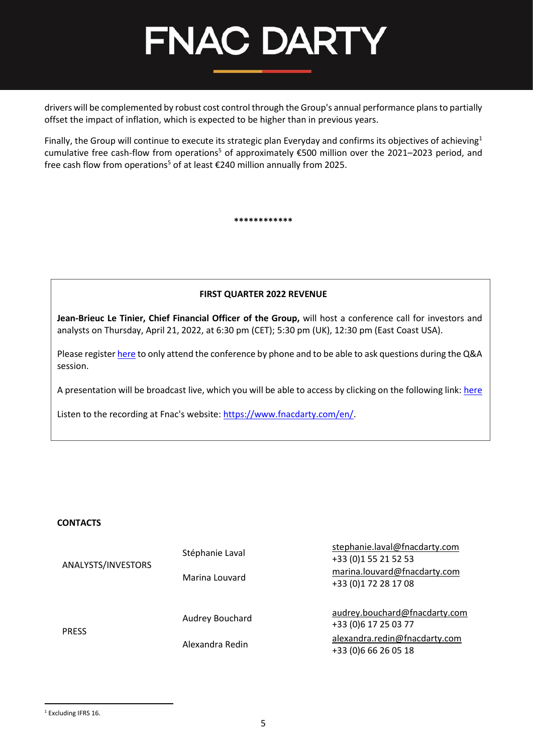drivers will be complemented by robust cost control through the Group's annual performance plans to partially offset the impact of inflation, which is expected to be higher than in previous years.

Finally, the Group will continue to execute its strategic plan Everyday and confirms its objectives of achieving[1] cumulative free cash-flow from operations[5] of approximately €500 million over the 2021–2023 period, and free cash flow from operations[5] of at least €240 million annually from 2025.

************

**FIRST QUARTER 2022 REVENUE**

**Jean-Brieuc Le Tinier, Chief Financial Officer of the Group,** will host a conference call for investors and analysts on Thursday, April 21, 2022, at 6:30 pm (CET); 5:30 pm (UK), 12:30 pm (East Coast USA).

Please register here to only attend the conference by phone and to be able to ask questions during the Q&A session.

A presentation will be broadcast live, which you will be able to access by clicking on the following link: here

Listen to the recording at Fnac's website: https://www.fnacdarty.com/en/.

**CONTACTS**

| | | |
|---|---|---|
| ANALYSTS/INVESTORS | Stéphanie Laval | stephanie.laval@fnacdarty.com<br>+33 (0)1 55 21 52 53 |
| | Marina Louvard | marina.louvard@fnacdarty.com<br>+33 (0)1 72 28 17 08 |
| PRESS | Audrey Bouchard | audrey.bouchard@fnacdarty.com<br>+33 (0)6 17 25 03 77 |
| | Alexandra Redin | alexandra.redin@fnacdarty.com<br>+33 (0)6 66 26 05 18 |

[1] Excluding IFRS 16.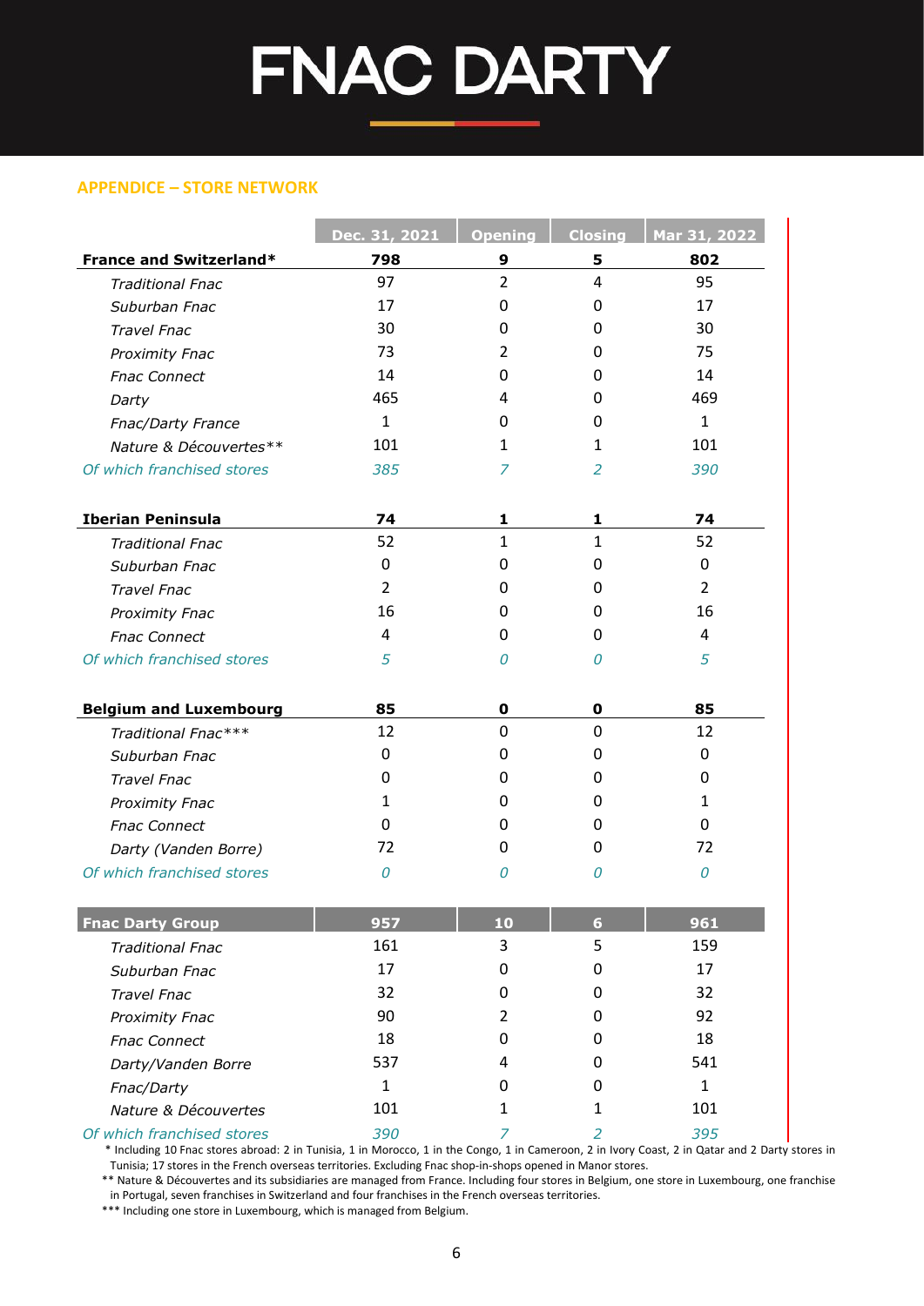## APPENDICE – STORE NETWORK

| | Dec. 31, 2021 | Opening | Closing | Mar 31, 2022 |
|---|---|---|---|---|
| **France and Switzerland*** | **798** | **9** | **5** | **802** |
| *Traditional Fnac* | 97 | 2 | 4 | 95 |
| *Suburban Fnac* | 17 | 0 | 0 | 17 |
| *Travel Fnac* | 30 | 0 | 0 | 30 |
| *Proximity Fnac* | 73 | 2 | 0 | 75 |
| *Fnac Connect* | 14 | 0 | 0 | 14 |
| *Darty* | 465 | 4 | 0 | 469 |
| *Fnac/Darty France* | 1 | 0 | 0 | 1 |
| *Nature & Découvertes*** | 101 | 1 | 1 | 101 |
| *Of which franchised stores* | *385* | *7* | *2* | *390* |
| | | | | |
| **Iberian Peninsula** | **74** | **1** | **1** | **74** |
| *Traditional Fnac* | 52 | 1 | 1 | 52 |
| *Suburban Fnac* | 0 | 0 | 0 | 0 |
| *Travel Fnac* | 2 | 0 | 0 | 2 |
| *Proximity Fnac* | 16 | 0 | 0 | 16 |
| *Fnac Connect* | 4 | 0 | 0 | 4 |
| *Of which franchised stores* | *5* | *0* | *0* | *5* |
| | | | | |
| **Belgium and Luxembourg** | **85** | **0** | **0** | **85** |
| *Traditional Fnac**** | 12 | 0 | 0 | 12 |
| *Suburban Fnac* | 0 | 0 | 0 | 0 |
| *Travel Fnac* | 0 | 0 | 0 | 0 |
| *Proximity Fnac* | 1 | 0 | 0 | 1 |
| *Fnac Connect* | 0 | 0 | 0 | 0 |
| *Darty (Vanden Borre)* | 72 | 0 | 0 | 72 |
| *Of which franchised stores* | *0* | *0* | *0* | *0* |
| | | | | |
| **Fnac Darty Group** | **957** | **10** | **6** | **961** |
| *Traditional Fnac* | 161 | 3 | 5 | 159 |
| *Suburban Fnac* | 17 | 0 | 0 | 17 |
| *Travel Fnac* | 32 | 0 | 0 | 32 |
| *Proximity Fnac* | 90 | 2 | 0 | 92 |
| *Fnac Connect* | 18 | 0 | 0 | 18 |
| *Darty/Vanden Borre* | 537 | 4 | 0 | 541 |
| *Fnac/Darty* | 1 | 0 | 0 | 1 |
| *Nature & Découvertes* | 101 | 1 | 1 | 101 |
| *Of which franchised stores* | *390* | *7* | *2* | *395* |

\* Including 10 Fnac stores abroad: 2 in Tunisia, 1 in Morocco, 1 in the Congo, 1 in Cameroon, 2 in Ivory Coast, 2 in Qatar and 2 Darty stores in Tunisia; 17 stores in the French overseas territories. Excluding Fnac shop-in-shops opened in Manor stores.

\*\* Nature & Découvertes and its subsidiaries are managed from France. Including four stores in Belgium, one store in Luxembourg, one franchise in Portugal, seven franchises in Switzerland and four franchises in the French overseas territories.

\*\*\* Including one store in Luxembourg, which is managed from Belgium.